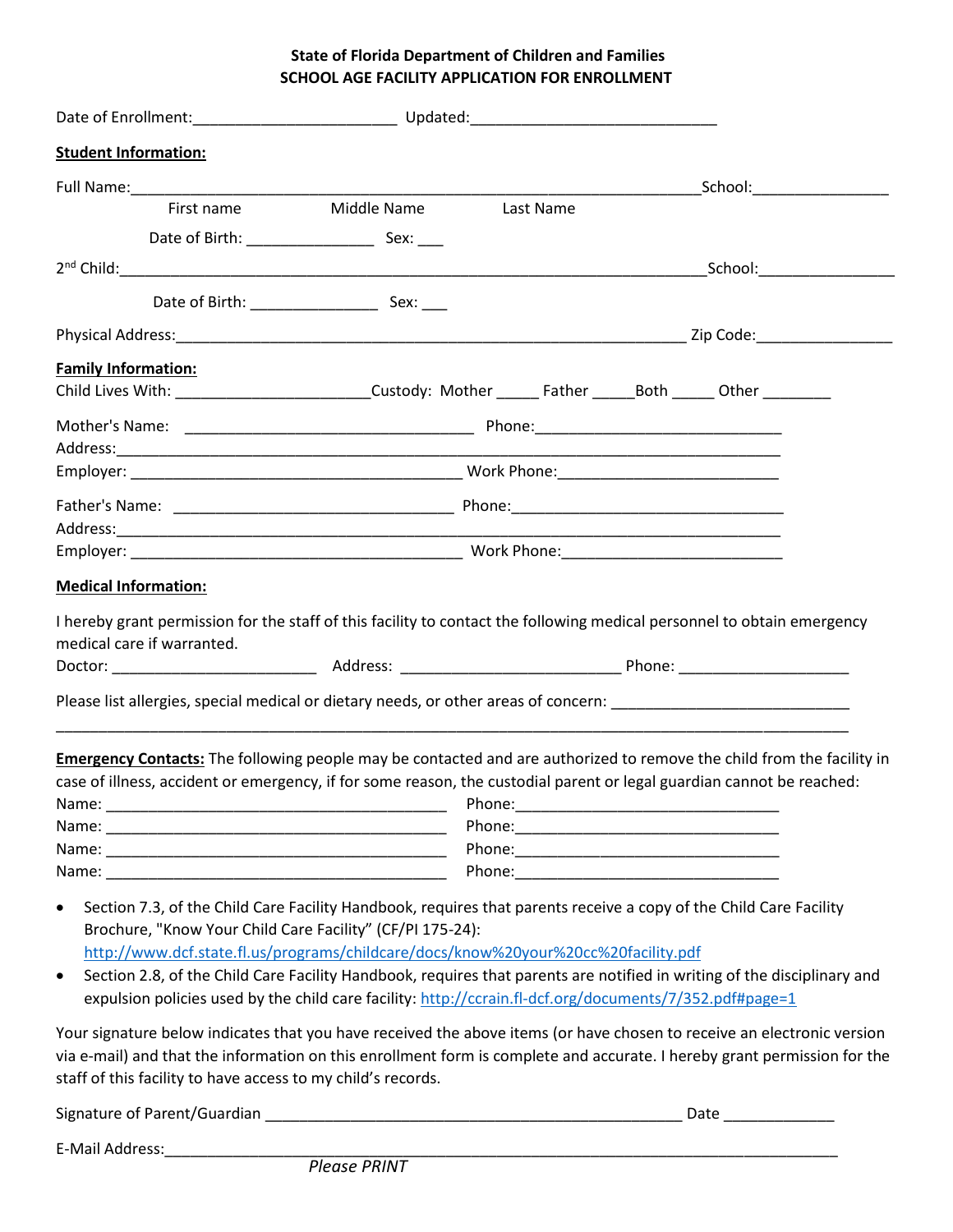**State of Florida Department of Children and Families**
**SCHOOL AGE FACILITY APPLICATION FOR ENROLLMENT**

Date of Enrollment:________________________ Updated:_____________________________

**Student Information:**

Full Name:__________________________________________________________________School:________________

First name Middle Name Last Name

Date of Birth: _______________ Sex: ___

2nd Child:_____________________________________________________________________School:________________

Date of Birth: _______________ Sex: ___

Physical Address:_____________________________________________________________ Zip Code:________________

**Family Information:**

Child Lives With: _______________________Custody: Mother _____ Father _____Both _____ Other ________

Mother's Name: __________________________________ Phone:_____________________________

Address:_____________________________________________________________________________

Employer: _______________________________________ Work Phone:__________________________

Father's Name: _________________________________ Phone:________________________________

Address:_____________________________________________________________________________

Employer: _______________________________________ Work Phone:__________________________

**Medical Information:**

I hereby grant permission for the staff of this facility to contact the following medical personnel to obtain emergency medical care if warranted.

Doctor: ________________________ Address: __________________________ Phone: ____________________

Please list allergies, special medical or dietary needs, or other areas of concern: ____________________________

_____________________________________________________________________________________________

**Emergency Contacts:** The following people may be contacted and are authorized to remove the child from the facility in case of illness, accident or emergency, if for some reason, the custodial parent or legal guardian cannot be reached:

Name: ________________________________________ Phone:_______________________________

Name: ________________________________________ Phone:_______________________________

Name: ________________________________________ Phone:_______________________________

Name: ________________________________________ Phone:_______________________________

- Section 7.3, of the Child Care Facility Handbook, requires that parents receive a copy of the Child Care Facility Brochure, "Know Your Child Care Facility" (CF/PI 175-24): http://www.dcf.state.fl.us/programs/childcare/docs/know%20your%20cc%20facility.pdf
- Section 2.8, of the Child Care Facility Handbook, requires that parents are notified in writing of the disciplinary and expulsion policies used by the child care facility: http://ccrain.fl-dcf.org/documents/7/352.pdf#page=1

Your signature below indicates that you have received the above items (or have chosen to receive an electronic version via e-mail) and that the information on this enrollment form is complete and accurate. I hereby grant permission for the staff of this facility to have access to my child's records.

Signature of Parent/Guardian __________________________________________________ Date _____________

E-Mail Address:_______________________________________________________________________________

*Please PRINT*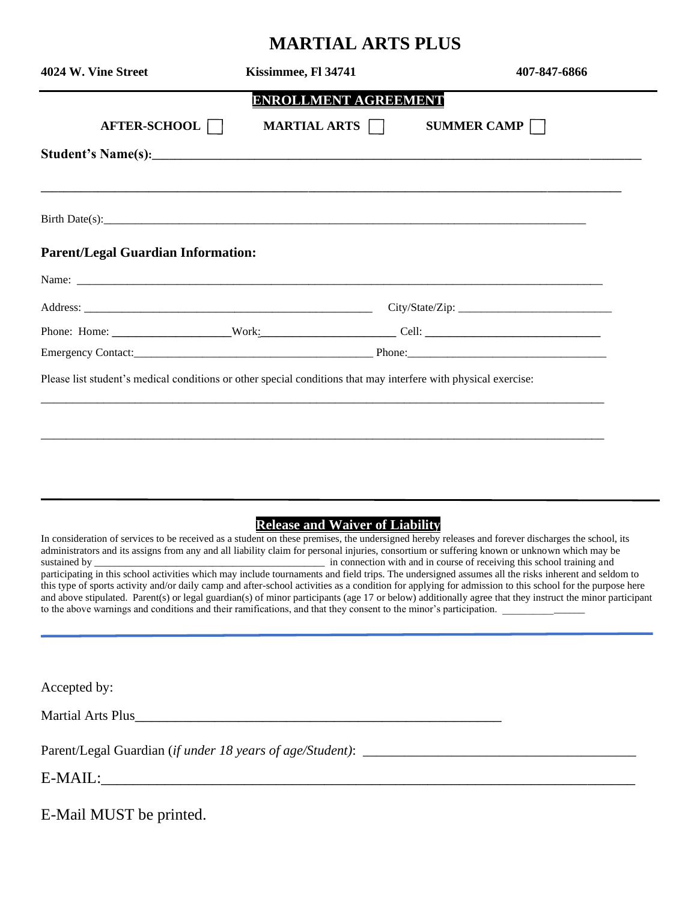# MARTIAL ARTS PLUS

**4024 W. Vine Street** **Kissimmee, Fl 34741** **407-847-6866**

## ENROLLMENT AGREEMENT

**AFTER-SCHOOL** ☐ **MARTIAL ARTS** ☐ **SUMMER CAMP** ☐

**Student's Name(s):**______________________________________________________________________

______________________________________________________________________________________

Birth Date(s):___________________________________________________________________________

### Parent/Legal Guardian Information:

Name: _________________________________________________________________________________

Address: ______________________________________________ City/State/Zip: ________________________

Phone: Home: ___________________Work:______________________ Cell: _____________________________

Emergency Contact:________________________________________ Phone:___________________________________

Please list student's medical conditions or other special conditions that may interfere with physical exercise:

______________________________________________________________________________________

______________________________________________________________________________________

## Release and Waiver of Liability

In consideration of services to be received as a student on these premises, the undersigned hereby releases and forever discharges the school, its administrators and its assigns from any and all liability claim for personal injuries, consortium or suffering known or unknown which may be sustained by ____________________________________________ in connection with and in course of receiving this school training and participating in this school activities which may include tournaments and field trips. The undersigned assumes all the risks inherent and seldom to this type of sports activity and/or daily camp and after-school activities as a condition for applying for admission to this school for the purpose here and above stipulated. Parent(s) or legal guardian(s) of minor participants (age 17 or below) additionally agree that they instruct the minor participant to the above warnings and conditions and their ramifications, and that they consent to the minor's participation. ________________

Accepted by:

Martial Arts Plus_______________________________________________________

Parent/Legal Guardian (*if under 18 years of age/Student*): ________________________________________

E-MAIL:_________________________________________________________________________

E-Mail MUST be printed.